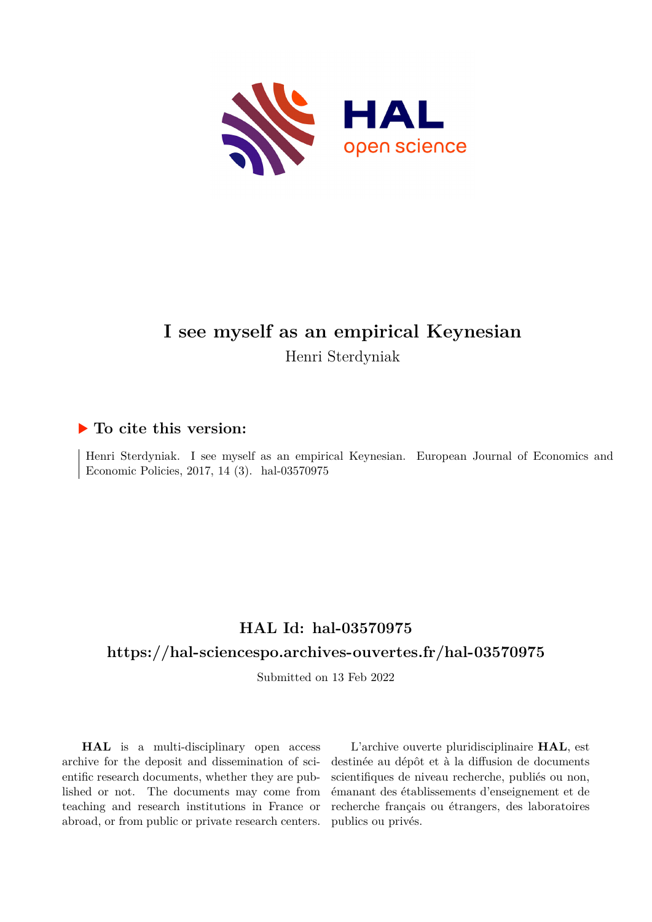# I see myself as an empirical Keynesian

Henri Sterdyniak

## ▶ To cite this version:

Henri Sterdyniak. I see myself as an empirical Keynesian. European Journal of Economics and Economic Policies, 2017, 14 (3). hal-03570975

## HAL Id: hal-03570975

## https://hal-sciencespo.archives-ouvertes.fr/hal-03570975

Submitted on 13 Feb 2022

**HAL** is a multi-disciplinary open access archive for the deposit and dissemination of scientific research documents, whether they are published or not. The documents may come from teaching and research institutions in France or abroad, or from public or private research centers.

L'archive ouverte pluridisciplinaire **HAL**, est destinée au dépôt et à la diffusion de documents scientifiques de niveau recherche, publiés ou non, émanant des établissements d'enseignement et de recherche français ou étrangers, des laboratoires publics ou privés.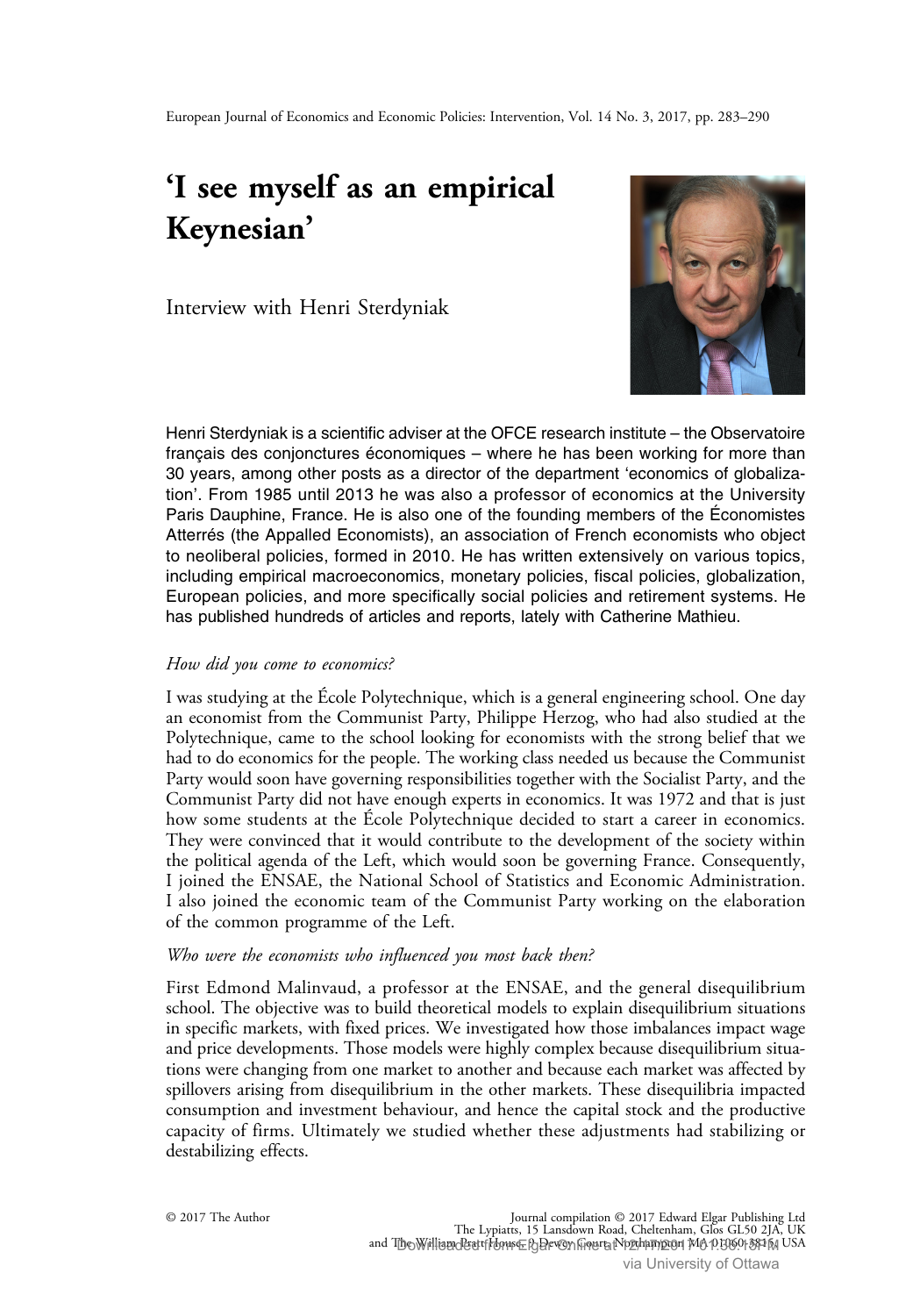# 'I see myself as an empirical Keynesian'

Interview with Henri Sterdyniak

Henri Sterdyniak is a scientific adviser at the OFCE research institute – the Observatoire français des conjonctures économiques – where he has been working for more than 30 years, among other posts as a director of the department 'economics of globalization'. From 1985 until 2013 he was also a professor of economics at the University Paris Dauphine, France. He is also one of the founding members of the Économistes Atterrés (the Appalled Economists), an association of French economists who object to neoliberal policies, formed in 2010. He has written extensively on various topics, including empirical macroeconomics, monetary policies, fiscal policies, globalization, European policies, and more specifically social policies and retirement systems. He has published hundreds of articles and reports, lately with Catherine Mathieu.

*How did you come to economics?*

I was studying at the École Polytechnique, which is a general engineering school. One day an economist from the Communist Party, Philippe Herzog, who had also studied at the Polytechnique, came to the school looking for economists with the strong belief that we had to do economics for the people. The working class needed us because the Communist Party would soon have governing responsibilities together with the Socialist Party, and the Communist Party did not have enough experts in economics. It was 1972 and that is just how some students at the École Polytechnique decided to start a career in economics. They were convinced that it would contribute to the development of the society within the political agenda of the Left, which would soon be governing France. Consequently, I joined the ENSAE, the National School of Statistics and Economic Administration. I also joined the economic team of the Communist Party working on the elaboration of the common programme of the Left.

*Who were the economists who influenced you most back then?*

First Edmond Malinvaud, a professor at the ENSAE, and the general disequilibrium school. The objective was to build theoretical models to explain disequilibrium situations in specific markets, with fixed prices. We investigated how those imbalances impact wage and price developments. Those models were highly complex because disequilibrium situations were changing from one market to another and because each market was affected by spillovers arising from disequilibrium in the other markets. These disequilibria impacted consumption and investment behaviour, and hence the capital stock and the productive capacity of firms. Ultimately we studied whether these adjustments had stabilizing or destabilizing effects.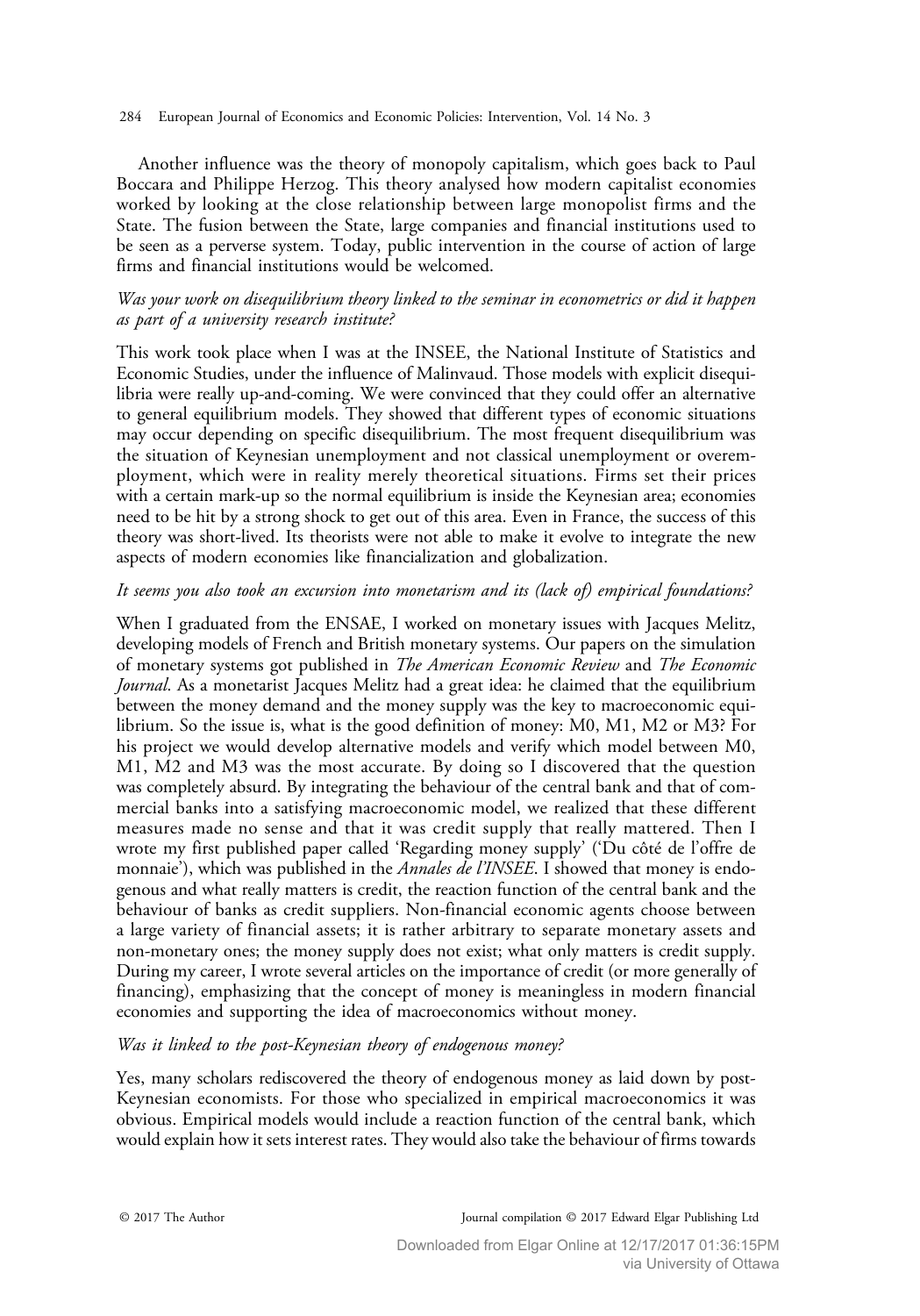Another influence was the theory of monopoly capitalism, which goes back to Paul Boccara and Philippe Herzog. This theory analysed how modern capitalist economies worked by looking at the close relationship between large monopolist firms and the State. The fusion between the State, large companies and financial institutions used to be seen as a perverse system. Today, public intervention in the course of action of large firms and financial institutions would be welcomed.

*Was your work on disequilibrium theory linked to the seminar in econometrics or did it happen as part of a university research institute?*

This work took place when I was at the INSEE, the National Institute of Statistics and Economic Studies, under the influence of Malinvaud. Those models with explicit disequilibria were really up-and-coming. We were convinced that they could offer an alternative to general equilibrium models. They showed that different types of economic situations may occur depending on specific disequilibrium. The most frequent disequilibrium was the situation of Keynesian unemployment and not classical unemployment or overemployment, which were in reality merely theoretical situations. Firms set their prices with a certain mark-up so the normal equilibrium is inside the Keynesian area; economies need to be hit by a strong shock to get out of this area. Even in France, the success of this theory was short-lived. Its theorists were not able to make it evolve to integrate the new aspects of modern economies like financialization and globalization.

*It seems you also took an excursion into monetarism and its (lack of) empirical foundations?*

When I graduated from the ENSAE, I worked on monetary issues with Jacques Melitz, developing models of French and British monetary systems. Our papers on the simulation of monetary systems got published in *The American Economic Review* and *The Economic Journal*. As a monetarist Jacques Melitz had a great idea: he claimed that the equilibrium between the money demand and the money supply was the key to macroeconomic equilibrium. So the issue is, what is the good definition of money: M0, M1, M2 or M3? For his project we would develop alternative models and verify which model between M0, M1, M2 and M3 was the most accurate. By doing so I discovered that the question was completely absurd. By integrating the behaviour of the central bank and that of commercial banks into a satisfying macroeconomic model, we realized that these different measures made no sense and that it was credit supply that really mattered. Then I wrote my first published paper called 'Regarding money supply' ('Du côté de l'offre de monnaie'), which was published in the *Annales de l'INSEE*. I showed that money is endogenous and what really matters is credit, the reaction function of the central bank and the behaviour of banks as credit suppliers. Non-financial economic agents choose between a large variety of financial assets; it is rather arbitrary to separate monetary assets and non-monetary ones; the money supply does not exist; what only matters is credit supply. During my career, I wrote several articles on the importance of credit (or more generally of financing), emphasizing that the concept of money is meaningless in modern financial economies and supporting the idea of macroeconomics without money.

*Was it linked to the post-Keynesian theory of endogenous money?*

Yes, many scholars rediscovered the theory of endogenous money as laid down by post-Keynesian economists. For those who specialized in empirical macroeconomics it was obvious. Empirical models would include a reaction function of the central bank, which would explain how it sets interest rates. They would also take the behaviour of firms towards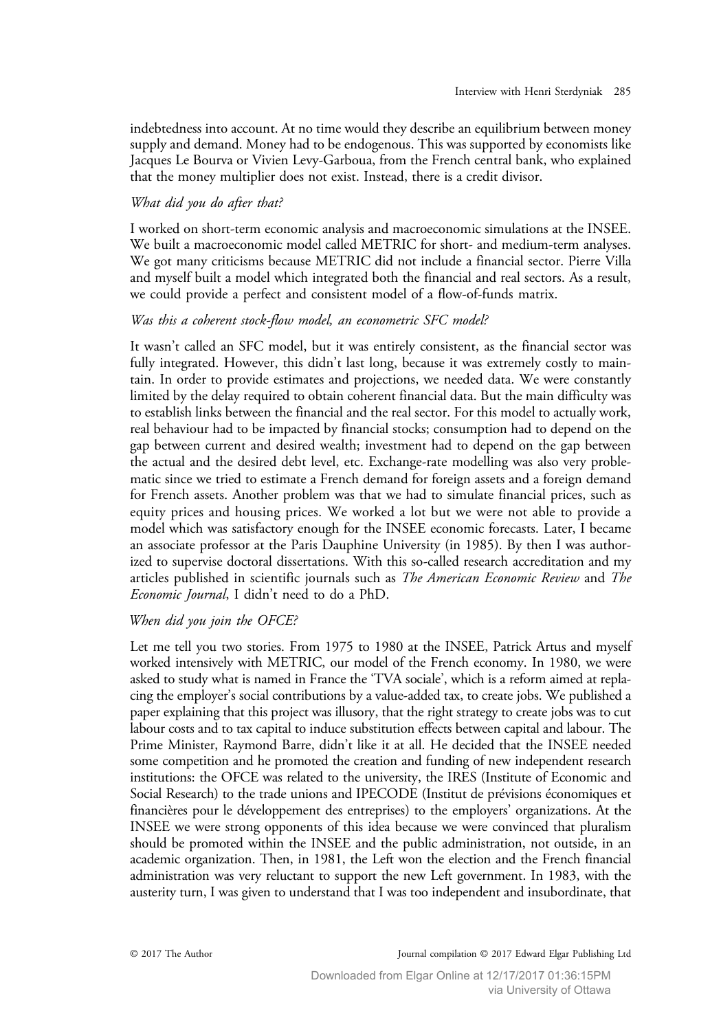indebtedness into account. At no time would they describe an equilibrium between money supply and demand. Money had to be endogenous. This was supported by economists like Jacques Le Bourva or Vivien Levy-Garboua, from the French central bank, who explained that the money multiplier does not exist. Instead, there is a credit divisor.

*What did you do after that?*

I worked on short-term economic analysis and macroeconomic simulations at the INSEE. We built a macroeconomic model called METRIC for short- and medium-term analyses. We got many criticisms because METRIC did not include a financial sector. Pierre Villa and myself built a model which integrated both the financial and real sectors. As a result, we could provide a perfect and consistent model of a flow-of-funds matrix.

*Was this a coherent stock-flow model, an econometric SFC model?*

It wasn't called an SFC model, but it was entirely consistent, as the financial sector was fully integrated. However, this didn't last long, because it was extremely costly to maintain. In order to provide estimates and projections, we needed data. We were constantly limited by the delay required to obtain coherent financial data. But the main difficulty was to establish links between the financial and the real sector. For this model to actually work, real behaviour had to be impacted by financial stocks; consumption had to depend on the gap between current and desired wealth; investment had to depend on the gap between the actual and the desired debt level, etc. Exchange-rate modelling was also very problematic since we tried to estimate a French demand for foreign assets and a foreign demand for French assets. Another problem was that we had to simulate financial prices, such as equity prices and housing prices. We worked a lot but we were not able to provide a model which was satisfactory enough for the INSEE economic forecasts. Later, I became an associate professor at the Paris Dauphine University (in 1985). By then I was authorized to supervise doctoral dissertations. With this so-called research accreditation and my articles published in scientific journals such as *The American Economic Review* and *The Economic Journal*, I didn't need to do a PhD.

*When did you join the OFCE?*

Let me tell you two stories. From 1975 to 1980 at the INSEE, Patrick Artus and myself worked intensively with METRIC, our model of the French economy. In 1980, we were asked to study what is named in France the 'TVA sociale', which is a reform aimed at replacing the employer's social contributions by a value-added tax, to create jobs. We published a paper explaining that this project was illusory, that the right strategy to create jobs was to cut labour costs and to tax capital to induce substitution effects between capital and labour. The Prime Minister, Raymond Barre, didn't like it at all. He decided that the INSEE needed some competition and he promoted the creation and funding of new independent research institutions: the OFCE was related to the university, the IRES (Institute of Economic and Social Research) to the trade unions and IPECODE (Institut de prévisions économiques et financières pour le développement des entreprises) to the employers' organizations. At the INSEE we were strong opponents of this idea because we were convinced that pluralism should be promoted within the INSEE and the public administration, not outside, in an academic organization. Then, in 1981, the Left won the election and the French financial administration was very reluctant to support the new Left government. In 1983, with the austerity turn, I was given to understand that I was too independent and insubordinate, that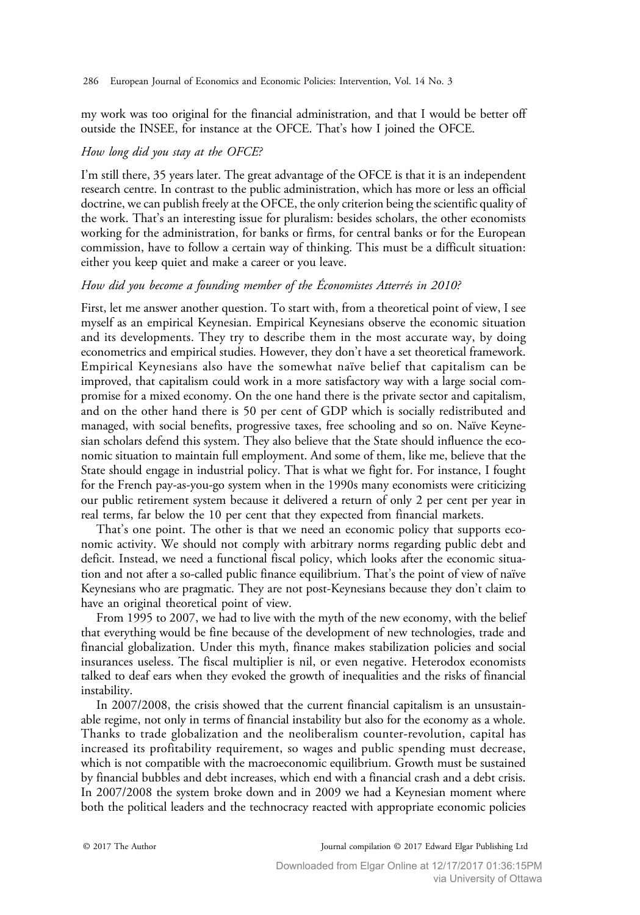my work was too original for the financial administration, and that I would be better off outside the INSEE, for instance at the OFCE. That's how I joined the OFCE.

*How long did you stay at the OFCE?*

I'm still there, 35 years later. The great advantage of the OFCE is that it is an independent research centre. In contrast to the public administration, which has more or less an official doctrine, we can publish freely at the OFCE, the only criterion being the scientific quality of the work. That's an interesting issue for pluralism: besides scholars, the other economists working for the administration, for banks or firms, for central banks or for the European commission, have to follow a certain way of thinking. This must be a difficult situation: either you keep quiet and make a career or you leave.

*How did you become a founding member of the Économistes Atterrés in 2010?*

First, let me answer another question. To start with, from a theoretical point of view, I see myself as an empirical Keynesian. Empirical Keynesians observe the economic situation and its developments. They try to describe them in the most accurate way, by doing econometrics and empirical studies. However, they don't have a set theoretical framework. Empirical Keynesians also have the somewhat naïve belief that capitalism can be improved, that capitalism could work in a more satisfactory way with a large social compromise for a mixed economy. On the one hand there is the private sector and capitalism, and on the other hand there is 50 per cent of GDP which is socially redistributed and managed, with social benefits, progressive taxes, free schooling and so on. Naïve Keynesian scholars defend this system. They also believe that the State should influence the economic situation to maintain full employment. And some of them, like me, believe that the State should engage in industrial policy. That is what we fight for. For instance, I fought for the French pay-as-you-go system when in the 1990s many economists were criticizing our public retirement system because it delivered a return of only 2 per cent per year in real terms, far below the 10 per cent that they expected from financial markets.

That's one point. The other is that we need an economic policy that supports economic activity. We should not comply with arbitrary norms regarding public debt and deficit. Instead, we need a functional fiscal policy, which looks after the economic situation and not after a so-called public finance equilibrium. That's the point of view of naïve Keynesians who are pragmatic. They are not post-Keynesians because they don't claim to have an original theoretical point of view.

From 1995 to 2007, we had to live with the myth of the new economy, with the belief that everything would be fine because of the development of new technologies, trade and financial globalization. Under this myth, finance makes stabilization policies and social insurances useless. The fiscal multiplier is nil, or even negative. Heterodox economists talked to deaf ears when they evoked the growth of inequalities and the risks of financial instability.

In 2007/2008, the crisis showed that the current financial capitalism is an unsustainable regime, not only in terms of financial instability but also for the economy as a whole. Thanks to trade globalization and the neoliberalism counter-revolution, capital has increased its profitability requirement, so wages and public spending must decrease, which is not compatible with the macroeconomic equilibrium. Growth must be sustained by financial bubbles and debt increases, which end with a financial crash and a debt crisis. In 2007/2008 the system broke down and in 2009 we had a Keynesian moment where both the political leaders and the technocracy reacted with appropriate economic policies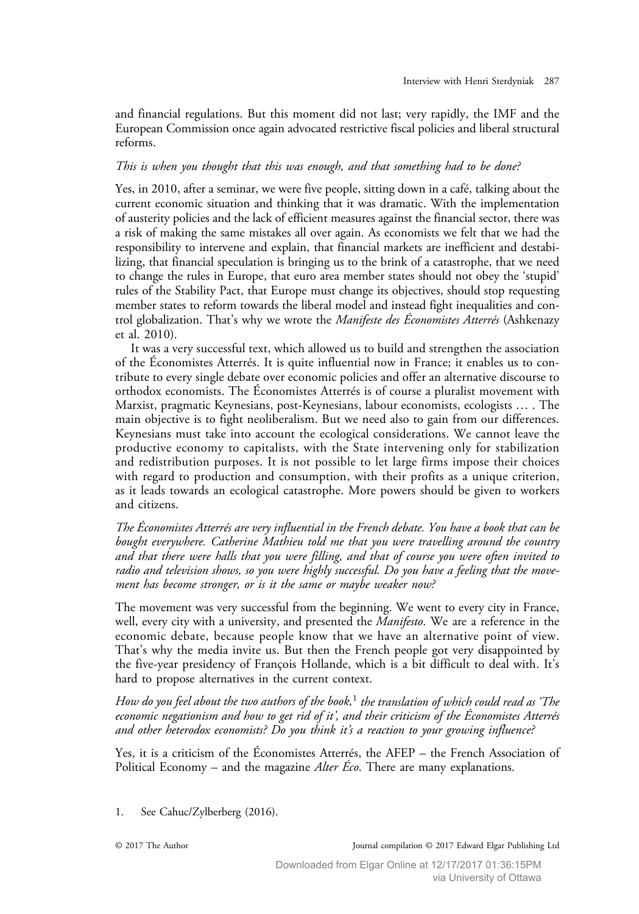and financial regulations. But this moment did not last; very rapidly, the IMF and the European Commission once again advocated restrictive fiscal policies and liberal structural reforms.

*This is when you thought that this was enough, and that something had to be done?*

Yes, in 2010, after a seminar, we were five people, sitting down in a café, talking about the current economic situation and thinking that it was dramatic. With the implementation of austerity policies and the lack of efficient measures against the financial sector, there was a risk of making the same mistakes all over again. As economists we felt that we had the responsibility to intervene and explain, that financial markets are inefficient and destabilizing, that financial speculation is bringing us to the brink of a catastrophe, that we need to change the rules in Europe, that euro area member states should not obey the 'stupid' rules of the Stability Pact, that Europe must change its objectives, should stop requesting member states to reform towards the liberal model and instead fight inequalities and control globalization. That's why we wrote the *Manifeste des Économistes Atterrés* (Ashkenazy et al. 2010).

It was a very successful text, which allowed us to build and strengthen the association of the Économistes Atterrés. It is quite influential now in France; it enables us to contribute to every single debate over economic policies and offer an alternative discourse to orthodox economists. The Économistes Atterrés is of course a pluralist movement with Marxist, pragmatic Keynesians, post-Keynesians, labour economists, ecologists … . The main objective is to fight neoliberalism. But we need also to gain from our differences. Keynesians must take into account the ecological considerations. We cannot leave the productive economy to capitalists, with the State intervening only for stabilization and redistribution purposes. It is not possible to let large firms impose their choices with regard to production and consumption, with their profits as a unique criterion, as it leads towards an ecological catastrophe. More powers should be given to workers and citizens.

*The Économistes Atterrés are very influential in the French debate. You have a book that can be bought everywhere. Catherine Mathieu told me that you were travelling around the country and that there were halls that you were filling, and that of course you were often invited to radio and television shows, so you were highly successful. Do you have a feeling that the movement has become stronger, or is it the same or maybe weaker now?*

The movement was very successful from the beginning. We went to every city in France, well, every city with a university, and presented the *Manifesto*. We are a reference in the economic debate, because people know that we have an alternative point of view. That's why the media invite us. But then the French people got very disappointed by the five-year presidency of François Hollande, which is a bit difficult to deal with. It's hard to propose alternatives in the current context.

*How do you feel about the two authors of the book,*[1] *the translation of which could read as 'The economic negationism and how to get rid of it', and their criticism of the Économistes Atterrés and other heterodox economists? Do you think it's a reaction to your growing influence?*

Yes, it is a criticism of the Économistes Atterrés, the AFEP – the French Association of Political Economy – and the magazine *Alter Éco*. There are many explanations.

1. See Cahuc/Zylberberg (2016).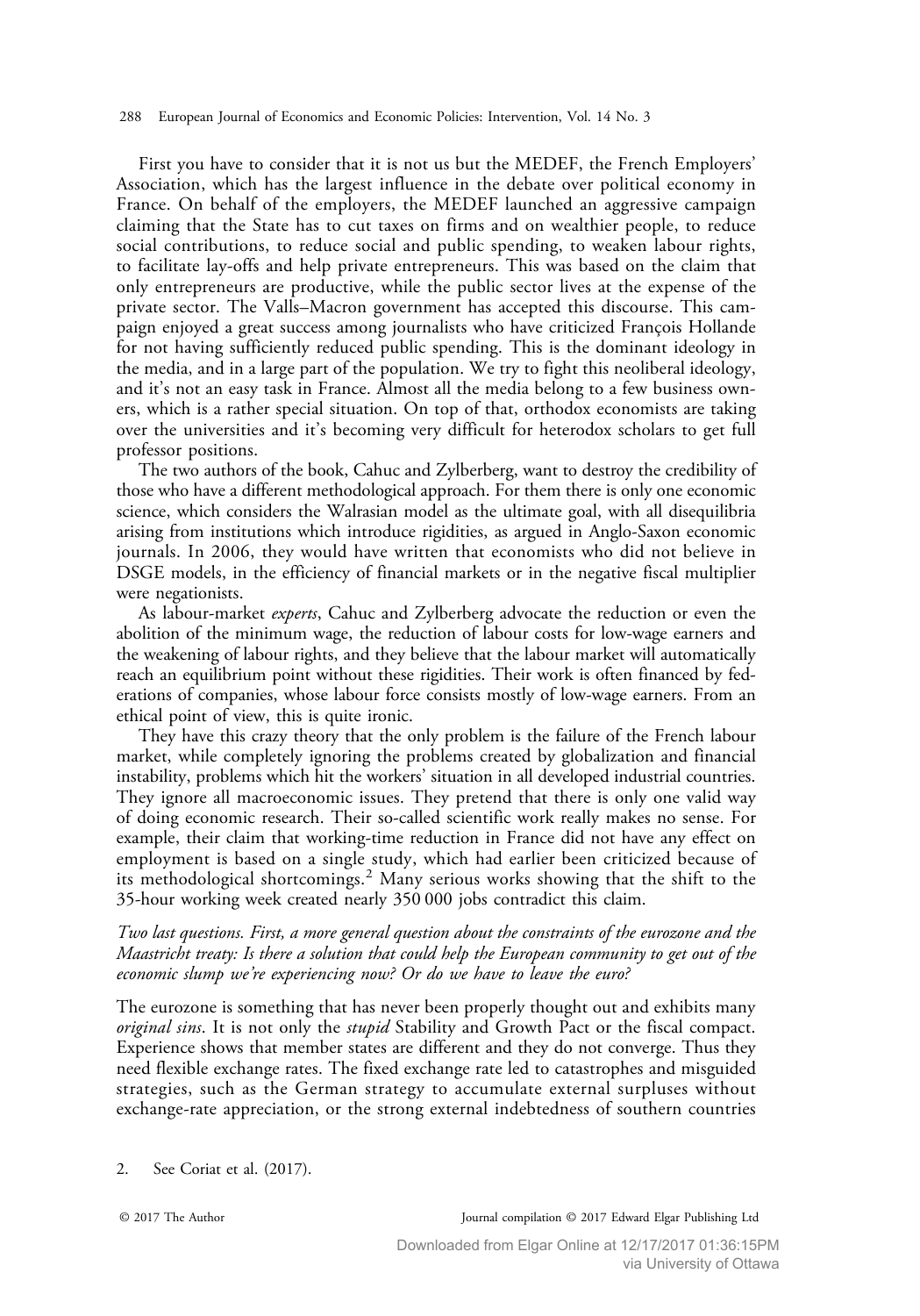First you have to consider that it is not us but the MEDEF, the French Employers' Association, which has the largest influence in the debate over political economy in France. On behalf of the employers, the MEDEF launched an aggressive campaign claiming that the State has to cut taxes on firms and on wealthier people, to reduce social contributions, to reduce social and public spending, to weaken labour rights, to facilitate lay-offs and help private entrepreneurs. This was based on the claim that only entrepreneurs are productive, while the public sector lives at the expense of the private sector. The Valls–Macron government has accepted this discourse. This campaign enjoyed a great success among journalists who have criticized François Hollande for not having sufficiently reduced public spending. This is the dominant ideology in the media, and in a large part of the population. We try to fight this neoliberal ideology, and it's not an easy task in France. Almost all the media belong to a few business owners, which is a rather special situation. On top of that, orthodox economists are taking over the universities and it's becoming very difficult for heterodox scholars to get full professor positions.

The two authors of the book, Cahuc and Zylberberg, want to destroy the credibility of those who have a different methodological approach. For them there is only one economic science, which considers the Walrasian model as the ultimate goal, with all disequilibria arising from institutions which introduce rigidities, as argued in Anglo-Saxon economic journals. In 2006, they would have written that economists who did not believe in DSGE models, in the efficiency of financial markets or in the negative fiscal multiplier were negationists.

As labour-market *experts*, Cahuc and Zylberberg advocate the reduction or even the abolition of the minimum wage, the reduction of labour costs for low-wage earners and the weakening of labour rights, and they believe that the labour market will automatically reach an equilibrium point without these rigidities. Their work is often financed by federations of companies, whose labour force consists mostly of low-wage earners. From an ethical point of view, this is quite ironic.

They have this crazy theory that the only problem is the failure of the French labour market, while completely ignoring the problems created by globalization and financial instability, problems which hit the workers' situation in all developed industrial countries. They ignore all macroeconomic issues. They pretend that there is only one valid way of doing economic research. Their so-called scientific work really makes no sense. For example, their claim that working-time reduction in France did not have any effect on employment is based on a single study, which had earlier been criticized because of its methodological shortcomings.[2] Many serious works showing that the shift to the 35-hour working week created nearly 350 000 jobs contradict this claim.

*Two last questions. First, a more general question about the constraints of the eurozone and the Maastricht treaty: Is there a solution that could help the European community to get out of the economic slump we're experiencing now? Or do we have to leave the euro?*

The eurozone is something that has never been properly thought out and exhibits many *original sins*. It is not only the *stupid* Stability and Growth Pact or the fiscal compact. Experience shows that member states are different and they do not converge. Thus they need flexible exchange rates. The fixed exchange rate led to catastrophes and misguided strategies, such as the German strategy to accumulate external surpluses without exchange-rate appreciation, or the strong external indebtedness of southern countries

2. See Coriat et al. (2017).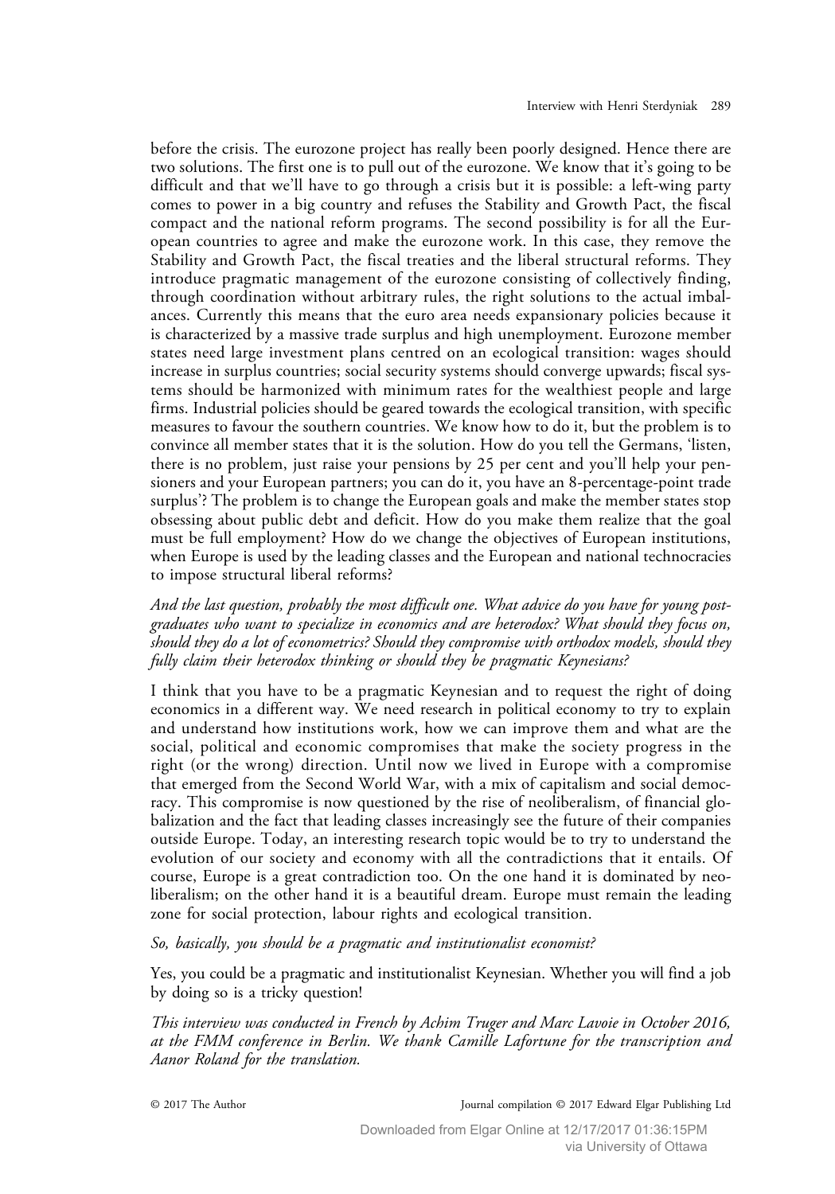before the crisis. The eurozone project has really been poorly designed. Hence there are two solutions. The first one is to pull out of the eurozone. We know that it's going to be difficult and that we'll have to go through a crisis but it is possible: a left-wing party comes to power in a big country and refuses the Stability and Growth Pact, the fiscal compact and the national reform programs. The second possibility is for all the European countries to agree and make the eurozone work. In this case, they remove the Stability and Growth Pact, the fiscal treaties and the liberal structural reforms. They introduce pragmatic management of the eurozone consisting of collectively finding, through coordination without arbitrary rules, the right solutions to the actual imbalances. Currently this means that the euro area needs expansionary policies because it is characterized by a massive trade surplus and high unemployment. Eurozone member states need large investment plans centred on an ecological transition: wages should increase in surplus countries; social security systems should converge upwards; fiscal systems should be harmonized with minimum rates for the wealthiest people and large firms. Industrial policies should be geared towards the ecological transition, with specific measures to favour the southern countries. We know how to do it, but the problem is to convince all member states that it is the solution. How do you tell the Germans, 'listen, there is no problem, just raise your pensions by 25 per cent and you'll help your pensioners and your European partners; you can do it, you have an 8-percentage-point trade surplus'? The problem is to change the European goals and make the member states stop obsessing about public debt and deficit. How do you make them realize that the goal must be full employment? How do we change the objectives of European institutions, when Europe is used by the leading classes and the European and national technocracies to impose structural liberal reforms?

*And the last question, probably the most difficult one. What advice do you have for young postgraduates who want to specialize in economics and are heterodox? What should they focus on, should they do a lot of econometrics? Should they compromise with orthodox models, should they fully claim their heterodox thinking or should they be pragmatic Keynesians?*

I think that you have to be a pragmatic Keynesian and to request the right of doing economics in a different way. We need research in political economy to try to explain and understand how institutions work, how we can improve them and what are the social, political and economic compromises that make the society progress in the right (or the wrong) direction. Until now we lived in Europe with a compromise that emerged from the Second World War, with a mix of capitalism and social democracy. This compromise is now questioned by the rise of neoliberalism, of financial globalization and the fact that leading classes increasingly see the future of their companies outside Europe. Today, an interesting research topic would be to try to understand the evolution of our society and economy with all the contradictions that it entails. Of course, Europe is a great contradiction too. On the one hand it is dominated by neoliberalism; on the other hand it is a beautiful dream. Europe must remain the leading zone for social protection, labour rights and ecological transition.

*So, basically, you should be a pragmatic and institutionalist economist?*

Yes, you could be a pragmatic and institutionalist Keynesian. Whether you will find a job by doing so is a tricky question!

*This interview was conducted in French by Achim Truger and Marc Lavoie in October 2016, at the FMM conference in Berlin. We thank Camille Lafortune for the transcription and Aanor Roland for the translation.*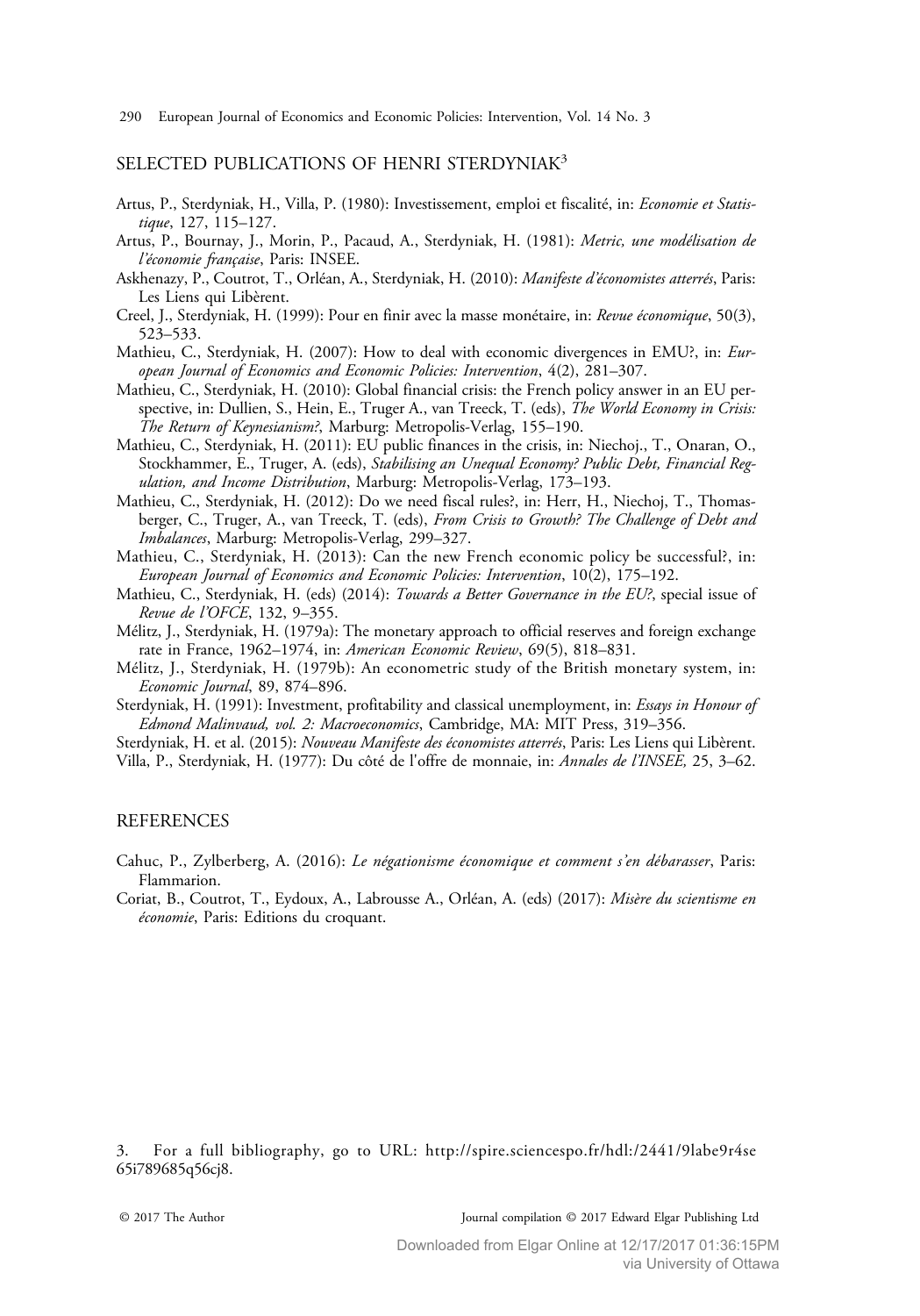## SELECTED PUBLICATIONS OF HENRI STERDYNIAK[3]

Artus, P., Sterdyniak, H., Villa, P. (1980): Investissement, emploi et fiscalité, in: *Economie et Statistique*, 127, 115–127.

Artus, P., Bournay, J., Morin, P., Pacaud, A., Sterdyniak, H. (1981): *Metric, une modélisation de l'économie française*, Paris: INSEE.

Askhenazy, P., Coutrot, T., Orléan, A., Sterdyniak, H. (2010): *Manifeste d'économistes atterrés*, Paris: Les Liens qui Libèrent.

Creel, J., Sterdyniak, H. (1999): Pour en finir avec la masse monétaire, in: *Revue économique*, 50(3), 523–533.

Mathieu, C., Sterdyniak, H. (2007): How to deal with economic divergences in EMU?, in: *European Journal of Economics and Economic Policies: Intervention*, 4(2), 281–307.

Mathieu, C., Sterdyniak, H. (2010): Global financial crisis: the French policy answer in an EU perspective, in: Dullien, S., Hein, E., Truger A., van Treeck, T. (eds), *The World Economy in Crisis: The Return of Keynesianism?*, Marburg: Metropolis-Verlag, 155–190.

Mathieu, C., Sterdyniak, H. (2011): EU public finances in the crisis, in: Niechoj., T., Onaran, O., Stockhammer, E., Truger, A. (eds), *Stabilising an Unequal Economy? Public Debt, Financial Regulation, and Income Distribution*, Marburg: Metropolis-Verlag, 173–193.

Mathieu, C., Sterdyniak, H. (2012): Do we need fiscal rules?, in: Herr, H., Niechoj, T., Thomasberger, C., Truger, A., van Treeck, T. (eds), *From Crisis to Growth? The Challenge of Debt and Imbalances*, Marburg: Metropolis-Verlag, 299–327.

Mathieu, C., Sterdyniak, H. (2013): Can the new French economic policy be successful?, in: *European Journal of Economics and Economic Policies: Intervention*, 10(2), 175–192.

Mathieu, C., Sterdyniak, H. (eds) (2014): *Towards a Better Governance in the EU?*, special issue of *Revue de l'OFCE*, 132, 9–355.

Mélitz, J., Sterdyniak, H. (1979a): The monetary approach to official reserves and foreign exchange rate in France, 1962–1974, in: *American Economic Review*, 69(5), 818–831.

Mélitz, J., Sterdyniak, H. (1979b): An econometric study of the British monetary system, in: *Economic Journal*, 89, 874–896.

Sterdyniak, H. (1991): Investment, profitability and classical unemployment, in: *Essays in Honour of Edmond Malinvaud, vol. 2: Macroeconomics*, Cambridge, MA: MIT Press, 319–356.

Sterdyniak, H. et al. (2015): *Nouveau Manifeste des économistes atterrés*, Paris: Les Liens qui Libèrent.

Villa, P., Sterdyniak, H. (1977): Du côté de l'offre de monnaie, in: *Annales de l'INSEE,* 25, 3–62.

## REFERENCES

Cahuc, P., Zylberberg, A. (2016): *Le négationisme économique et comment s'en débarasser*, Paris: Flammarion.

Coriat, B., Coutrot, T., Eydoux, A., Labrousse A., Orléan, A. (eds) (2017): *Misère du scientisme en économie*, Paris: Editions du croquant.

3. For a full bibliography, go to URL: http://spire.sciencespo.fr/hdl:/2441/9labe9r4se65i789685q56cj8.